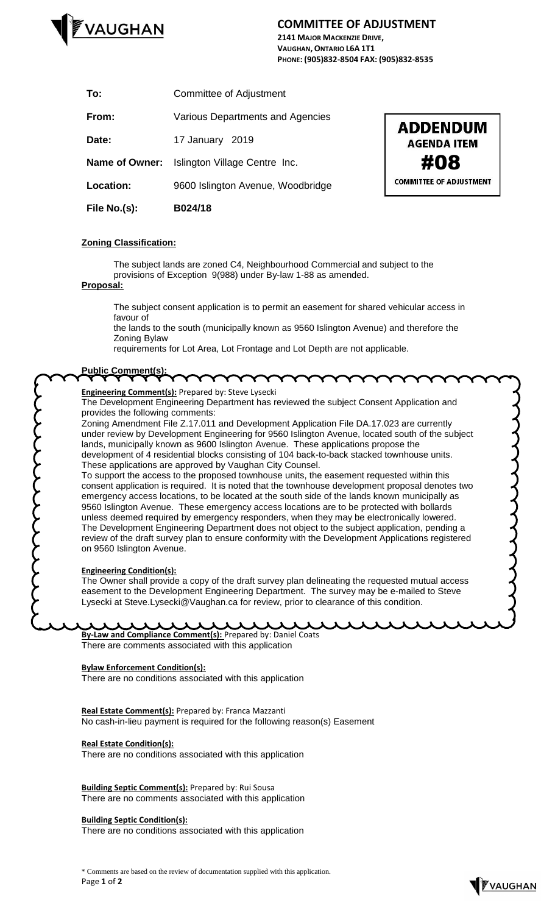# COMMITTEE OF ADJUSTMENT

**2141 MAJOR MACKENZIE DRIVE,**
**VAUGHAN, ONTARIO L6A 1T1**
**PHONE: (905)832-8504 FAX: (905)832-8535**

| | |
|---|---|
| **To:** | Committee of Adjustment |
| **From:** | Various Departments and Agencies |
| **Date:** | 17 January 2019 |
| **Name of Owner:** | Islington Village Centre Inc. |
| **Location:** | 9600 Islington Avenue, Woodbridge |
| **File No.(s):** | **B024/18** |

**ADDENDUM**
**AGENDA ITEM**
**#08**
**COMMITTEE OF ADJUSTMENT**

**Zoning Classification:**

The subject lands are zoned C4, Neighbourhood Commercial and subject to the provisions of Exception 9(988) under By-law 1-88 as amended.

**Proposal:**

The subject consent application is to permit an easement for shared vehicular access in favour of
the lands to the south (municipally known as 9560 Islington Avenue) and therefore the Zoning Bylaw
requirements for Lot Area, Lot Frontage and Lot Depth are not applicable.

**Public Comment(s):**

**Engineering Comment(s):** Prepared by: Steve Lysecki
The Development Engineering Department has reviewed the subject Consent Application and provides the following comments:
Zoning Amendment File Z.17.011 and Development Application File DA.17.023 are currently under review by Development Engineering for 9560 Islington Avenue, located south of the subject lands, municipally known as 9600 Islington Avenue. These applications propose the development of 4 residential blocks consisting of 104 back-to-back stacked townhouse units. These applications are approved by Vaughan City Counsel.
To support the access to the proposed townhouse units, the easement requested within this consent application is required. It is noted that the townhouse development proposal denotes two emergency access locations, to be located at the south side of the lands known municipally as 9560 Islington Avenue. These emergency access locations are to be protected with bollards unless deemed required by emergency responders, when they may be electronically lowered. The Development Engineering Department does not object to the subject application, pending a review of the draft survey plan to ensure conformity with the Development Applications registered on 9560 Islington Avenue.

**Engineering Condition(s):**
The Owner shall provide a copy of the draft survey plan delineating the requested mutual access easement to the Development Engineering Department. The survey may be e-mailed to Steve Lysecki at Steve.Lysecki@Vaughan.ca for review, prior to clearance of this condition.

**By-Law and Compliance Comment(s):** Prepared by: Daniel Coats
There are comments associated with this application

**Bylaw Enforcement Condition(s):**
There are no conditions associated with this application

**Real Estate Comment(s):** Prepared by: Franca Mazzanti
No cash-in-lieu payment is required for the following reason(s) Easement

**Real Estate Condition(s):**
There are no conditions associated with this application

**Building Septic Comment(s):** Prepared by: Rui Sousa
There are no comments associated with this application

**Building Septic Condition(s):**
There are no conditions associated with this application

\* Comments are based on the review of documentation supplied with this application.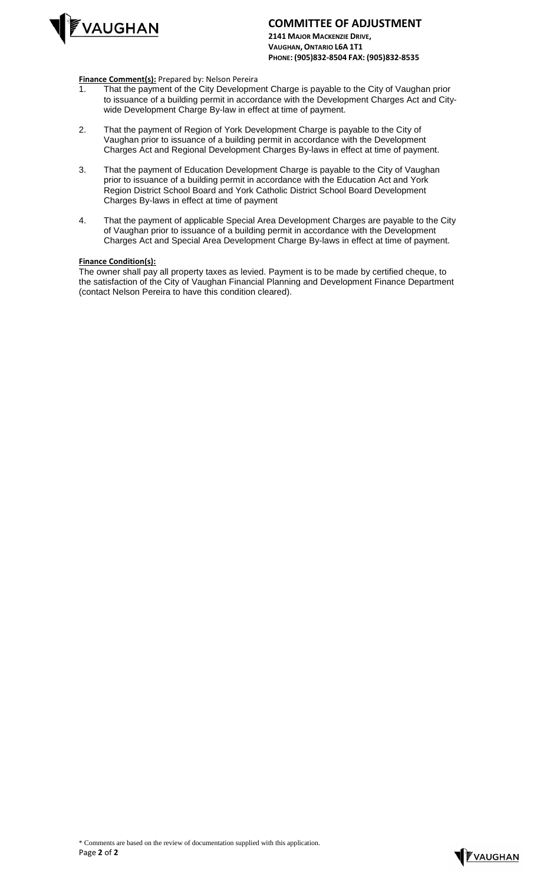**Finance Comment(s):** Prepared by: Nelson Pereira

1. That the payment of the City Development Charge is payable to the City of Vaughan prior to issuance of a building permit in accordance with the Development Charges Act and City-wide Development Charge By-law in effect at time of payment.

2. That the payment of Region of York Development Charge is payable to the City of Vaughan prior to issuance of a building permit in accordance with the Development Charges Act and Regional Development Charges By-laws in effect at time of payment.

3. That the payment of Education Development Charge is payable to the City of Vaughan prior to issuance of a building permit in accordance with the Education Act and York Region District School Board and York Catholic District School Board Development Charges By-laws in effect at time of payment

4. That the payment of applicable Special Area Development Charges are payable to the City of Vaughan prior to issuance of a building permit in accordance with the Development Charges Act and Special Area Development Charge By-laws in effect at time of payment.

**Finance Condition(s):**

The owner shall pay all property taxes as levied. Payment is to be made by certified cheque, to the satisfaction of the City of Vaughan Financial Planning and Development Finance Department (contact Nelson Pereira to have this condition cleared).

* Comments are based on the review of documentation supplied with this application.